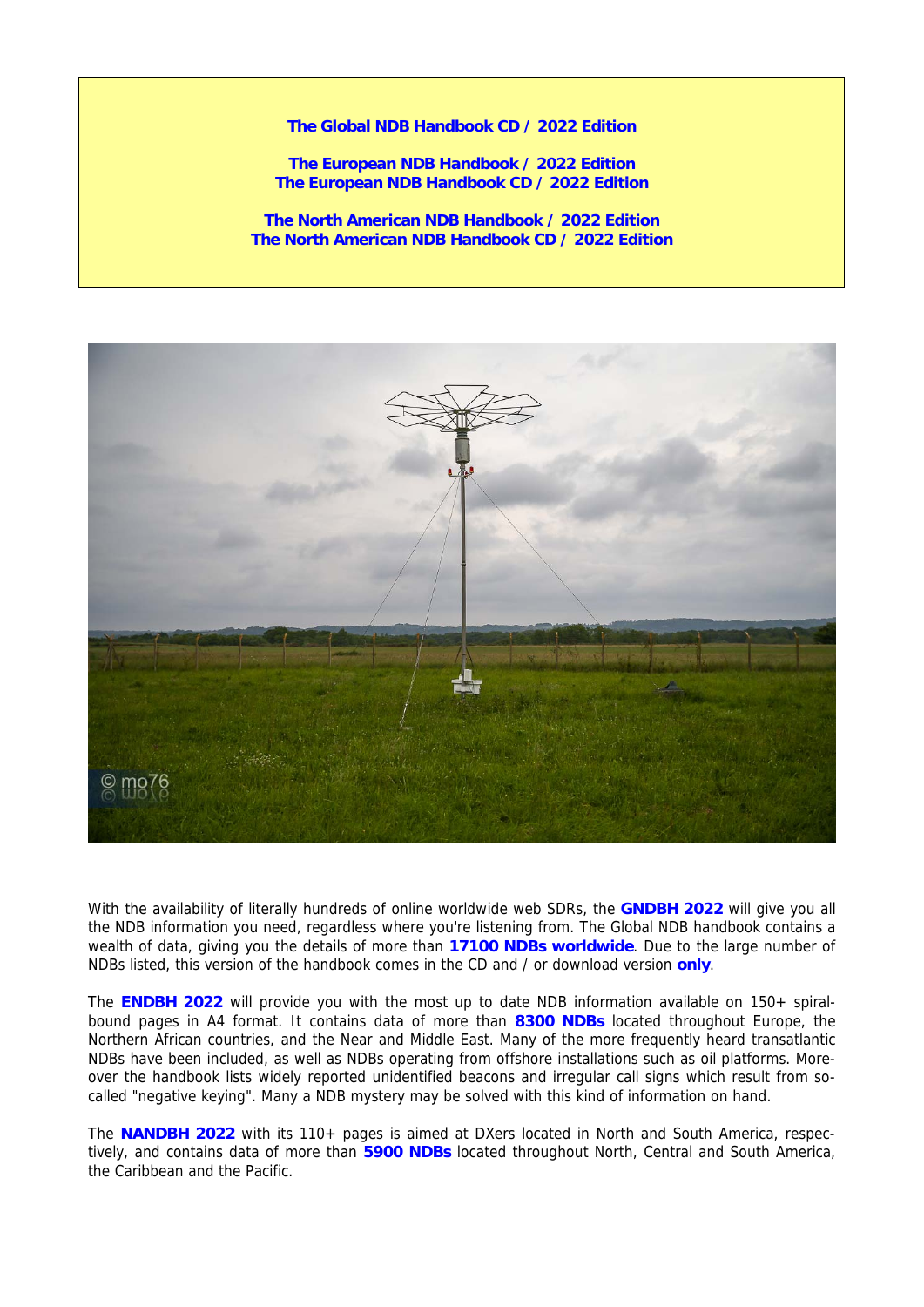**The Global NDB Handbook CD / 2022 Edition**

**The European NDB Handbook / 2022 Edition**
**The European NDB Handbook CD / 2022 Edition**

**The North American NDB Handbook / 2022 Edition**
**The North American NDB Handbook CD / 2022 Edition**

With the availability of literally hundreds of online worldwide web SDRs, the **GNDBH 2022** will give you all the NDB information you need, regardless where you're listening from. The Global NDB handbook contains a wealth of data, giving you the details of more than **17100 NDBs worldwide**. Due to the large number of NDBs listed, this version of the handbook comes in the CD and / or download version **only**.

The **ENDBH 2022** will provide you with the most up to date NDB information available on 150+ spiral-bound pages in A4 format. It contains data of more than **8300 NDBs** located throughout Europe, the Northern African countries, and the Near and Middle East. Many of the more frequently heard transatlantic NDBs have been included, as well as NDBs operating from offshore installations such as oil platforms. Moreover the handbook lists widely reported unidentified beacons and irregular call signs which result from so-called "negative keying". Many a NDB mystery may be solved with this kind of information on hand.

The **NANDBH 2022** with its 110+ pages is aimed at DXers located in North and South America, respectively, and contains data of more than **5900 NDBs** located throughout North, Central and South America, the Caribbean and the Pacific.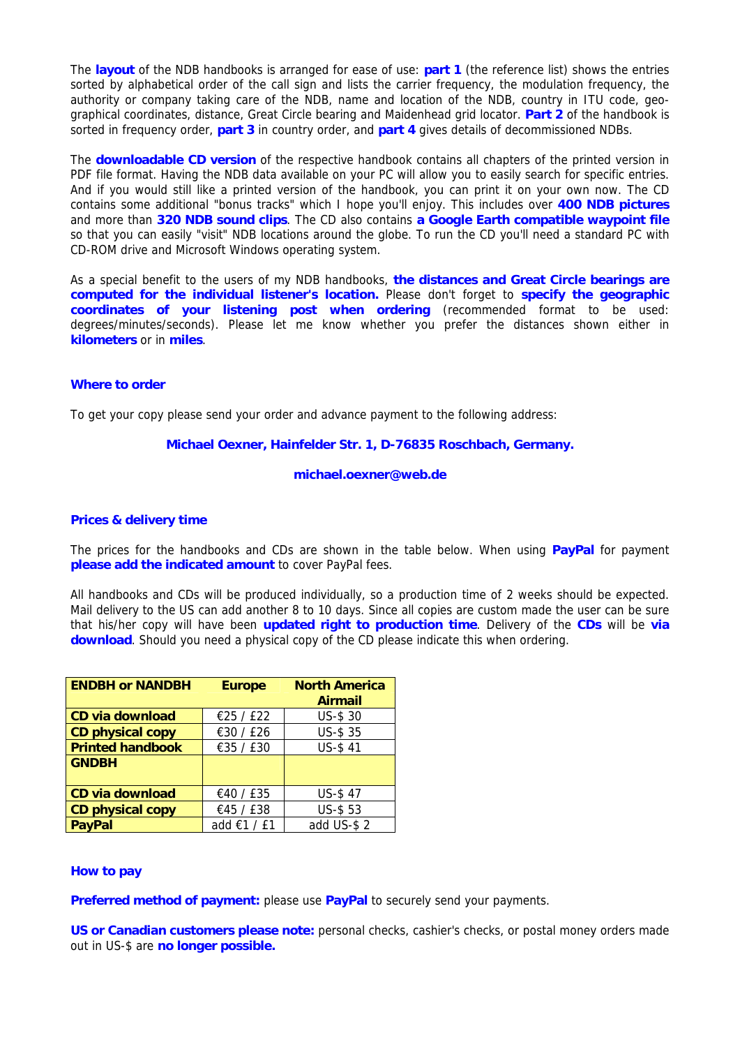The **layout** of the NDB handbooks is arranged for ease of use: **part 1** (the reference list) shows the entries sorted by alphabetical order of the call sign and lists the carrier frequency, the modulation frequency, the authority or company taking care of the NDB, name and location of the NDB, country in ITU code, geographical coordinates, distance, Great Circle bearing and Maidenhead grid locator. **Part 2** of the handbook is sorted in frequency order, **part 3** in country order, and **part 4** gives details of decommissioned NDBs.

The **downloadable CD version** of the respective handbook contains all chapters of the printed version in PDF file format. Having the NDB data available on your PC will allow you to easily search for specific entries. And if you would still like a printed version of the handbook, you can print it on your own now. The CD contains some additional "bonus tracks" which I hope you'll enjoy. This includes over **400 NDB pictures** and more than **320 NDB sound clips**. The CD also contains **a Google Earth compatible waypoint file** so that you can easily "visit" NDB locations around the globe. To run the CD you'll need a standard PC with CD-ROM drive and Microsoft Windows operating system.

As a special benefit to the users of my NDB handbooks, **the distances and Great Circle bearings are computed for the individual listener's location.** Please don't forget to **specify the geographic coordinates of your listening post when ordering** (recommended format to be used: degrees/minutes/seconds). Please let me know whether you prefer the distances shown either in **kilometers** or in **miles**.

## Where to order

To get your copy please send your order and advance payment to the following address:

**Michael Oexner, Hainfelder Str. 1, D-76835 Roschbach, Germany.**

**michael.oexner@web.de**

## Prices & delivery time

The prices for the handbooks and CDs are shown in the table below. When using **PayPal** for payment **please add the indicated amount** to cover PayPal fees.

All handbooks and CDs will be produced individually, so a production time of 2 weeks should be expected. Mail delivery to the US can add another 8 to 10 days. Since all copies are custom made the user can be sure that his/her copy will have been **updated right to production time**. Delivery of the **CDs** will be **via download**. Should you need a physical copy of the CD please indicate this when ordering.

| ENDBH or NANDBH | Europe | North America Airmail |
|---|---|---|
| CD via download | €25 / £22 | US-$ 30 |
| CD physical copy | €30 / £26 | US-$ 35 |
| Printed handbook | €35 / £30 | US-$ 41 |
| **GNDBH** | | |
| CD via download | €40 / £35 | US-$ 47 |
| CD physical copy | €45 / £38 | US-$ 53 |
| PayPal | add €1 / £1 | add US-$ 2 |

## How to pay

**Preferred method of payment:** please use **PayPal** to securely send your payments.

**US or Canadian customers please note:** personal checks, cashier's checks, or postal money orders made out in US-$ are **no longer possible.**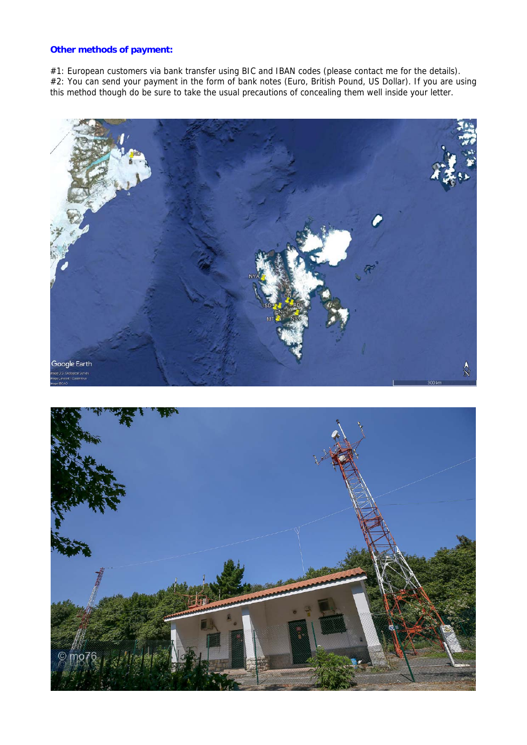**Other methods of payment:**

#1: European customers via bank transfer using BIC and IBAN codes (please contact me for the details).
#2: You can send your payment in the form of bank notes (Euro, British Pound, US Dollar). If you are using this method though do be sure to take the usual precautions of concealing them well inside your letter.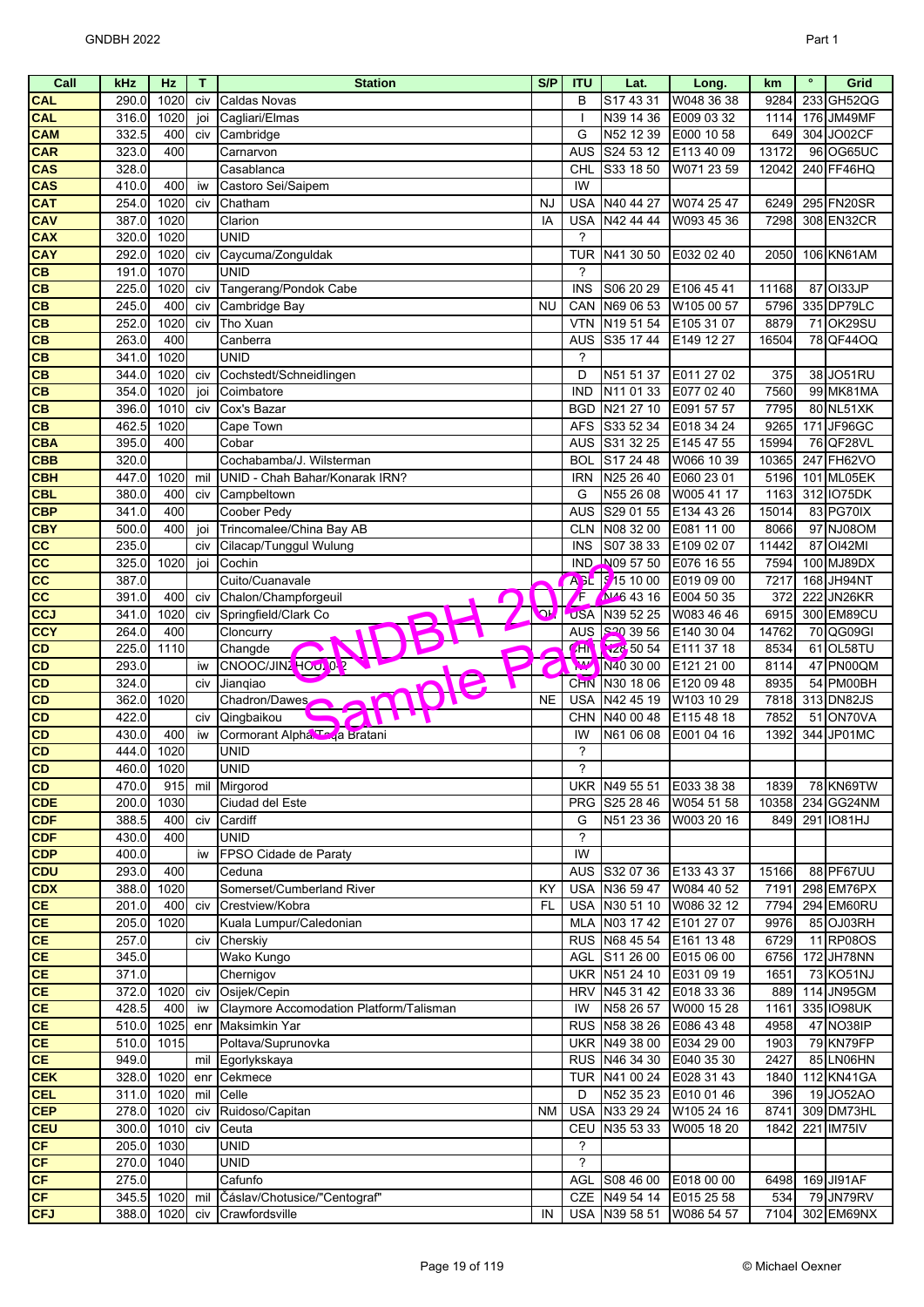| Call | kHz | Hz | T | Station | S/P | ITU | Lat. | Long. | km | ° | Grid |
|---|---|---|---|---|---|---|---|---|---|---|---|
| CAL | 290.0 | 1020 | civ | Caldas Novas | | B | S17 43 31 | W048 36 38 | 9284 | 233 | GH52QG |
| CAL | 316.0 | 1020 | joi | Cagliari/Elmas | | I | N39 14 36 | E009 03 32 | 1114 | 176 | JM49MF |
| CAM | 332.5 | 400 | civ | Cambridge | | G | N52 12 39 | E000 10 58 | 649 | 304 | JO02CF |
| CAR | 323.0 | 400 | | Carnarvon | | AUS | S24 53 12 | E113 40 09 | 13172 | 96 | OG65UC |
| CAS | 328.0 | | | Casablanca | | CHL | S33 18 50 | W071 23 59 | 12042 | 240 | FF46HQ |
| CAS | 410.0 | 400 | iw | Castoro Sei/Saipem | | IW | | | | | |
| CAT | 254.0 | 1020 | civ | Chatham | NJ | USA | N40 44 27 | W074 25 47 | 6249 | 295 | FN20SR |
| CAV | 387.0 | 1020 | | Clarion | IA | USA | N42 44 44 | W093 45 36 | 7298 | 308 | EN32CR |
| CAX | 320.0 | 1020 | | UNID | | ? | | | | | |
| CAY | 292.0 | 1020 | civ | Caycuma/Zonguldak | | TUR | N41 30 50 | E032 02 40 | 2050 | 106 | KN61AM |
| CB | 191.0 | 1070 | | UNID | | ? | | | | | |
| CB | 225.0 | 1020 | civ | Tangerang/Pondok Cabe | | INS | S06 20 29 | E106 45 41 | 11168 | 87 | OI33JP |
| CB | 245.0 | 400 | civ | Cambridge Bay | NU | CAN | N69 06 53 | W105 00 57 | 5796 | 335 | DP79LC |
| CB | 252.0 | 1020 | civ | Tho Xuan | | VTN | N19 51 54 | E105 31 07 | 8879 | 71 | OK29SU |
| CB | 263.0 | 400 | | Canberra | | AUS | S35 17 44 | E149 12 27 | 16504 | 78 | QF44OQ |
| CB | 341.0 | 1020 | | UNID | | ? | | | | | |
| CB | 344.0 | 1020 | civ | Cochstedt/Schneidlingen | | D | N51 51 37 | E011 27 02 | 375 | 38 | JO51RU |
| CB | 354.0 | 1020 | joi | Coimbatore | | IND | N11 01 33 | E077 02 40 | 7560 | 99 | MK81MA |
| CB | 396.0 | 1010 | civ | Cox's Bazar | | BGD | N21 27 10 | E091 57 57 | 7795 | 80 | NL51XK |
| CB | 462.5 | 1020 | | Cape Town | | AFS | S33 52 34 | E018 34 24 | 9265 | 171 | JF96GC |
| CBA | 395.0 | 400 | | Cobar | | AUS | S31 32 25 | E145 47 55 | 15994 | 76 | QF28VL |
| CBB | 320.0 | | | Cochabamba/J. Wilsterman | | BOL | S17 24 48 | W066 10 39 | 10365 | 247 | FH62VO |
| CBH | 447.0 | 1020 | mil | UNID - Chah Bahar/Konarak IRN? | | IRN | N25 26 40 | E060 23 01 | 5196 | 101 | ML05EK |
| CBL | 380.0 | 400 | civ | Campbeltown | | G | N55 26 08 | W005 41 17 | 1163 | 312 | IO75DK |
| CBP | 341.0 | 400 | | Coober Pedy | | AUS | S29 01 55 | E134 43 26 | 15014 | 83 | PG70IX |
| CBY | 500.0 | 400 | joi | Trincomalee/China Bay AB | | CLN | N08 32 00 | E081 11 00 | 8066 | 97 | NJ08OM |
| CC | 235.0 | | civ | Cilacap/Tunggul Wulung | | INS | S07 38 33 | E109 02 07 | 11442 | 87 | OI42MI |
| CC | 325.0 | 1020 | joi | Cochin | | IND | N09 57 50 | E076 16 55 | 7594 | 100 | MJ89DX |
| CC | 387.0 | | | Cuito/Cuanavale | | AGL | S15 10 00 | E019 09 00 | 7217 | 168 | JH94NT |
| CC | 391.0 | 400 | civ | Chalon/Champforgeuil | | F | N46 43 16 | E004 50 35 | 372 | 222 | JN26KR |
| CCJ | 341.0 | 1020 | civ | Springfield/Clark Co | OH | USA | N39 52 25 | W083 46 46 | 6915 | 300 | EM89CU |
| CCY | 264.0 | 400 | | Cloncurry | | AUS | S20 39 56 | E140 30 04 | 14762 | 70 | QG09GI |
| CD | 225.0 | 1110 | | Changde | | CHN | N28 50 54 | E111 37 18 | 8534 | 61 | OL58TU |
| CD | 293.0 | | iw | CNOOC/JINZHOU 20-2 | | IW | N40 30 00 | E121 21 00 | 8114 | 47 | PN00QM |
| CD | 324.0 | | civ | Jianqiao | | CHN | N30 18 06 | E120 09 48 | 8935 | 54 | PM00BH |
| CD | 362.0 | 1020 | | Chadron/Dawes | NE | USA | N42 45 19 | W103 10 29 | 7818 | 313 | DN82JS |
| CD | 422.0 | | civ | Qingbaikou | | CHN | N40 00 48 | E115 48 18 | 7852 | 51 | ON70VA |
| CD | 430.0 | 400 | iw | Cormorant Alpha/Tanja Bratani | | IW | N61 06 08 | E001 04 16 | 1392 | 344 | JP01MC |
| CD | 444.0 | 1020 | | UNID | | ? | | | | | |
| CD | 460.0 | 1020 | | UNID | | ? | | | | | |
| CD | 470.0 | 915 | mil | Mirgorod | | UKR | N49 55 51 | E033 38 38 | 1839 | 78 | KN69TW |
| CDE | 200.0 | 1030 | | Ciudad del Este | | PRG | S25 28 46 | W054 51 58 | 10358 | 234 | GG24NM |
| CDF | 388.5 | 400 | civ | Cardiff | | G | N51 23 36 | W003 20 16 | 849 | 291 | IO81HJ |
| CDF | 430.0 | 400 | | UNID | | ? | | | | | |
| CDP | 400.0 | | iw | FPSO Cidade de Paraty | | IW | | | | | |
| CDU | 293.0 | 400 | | Ceduna | | AUS | S32 07 36 | E133 43 37 | 15166 | 88 | PF67UU |
| CDX | 388.0 | 1020 | | Somerset/Cumberland River | KY | USA | N36 59 47 | W084 40 52 | 7191 | 298 | EM76PX |
| CE | 201.0 | 400 | civ | Crestview/Kobra | FL | USA | N30 51 10 | W086 32 12 | 7794 | 294 | EM60RU |
| CE | 205.0 | 1020 | | Kuala Lumpur/Caledonian | | MLA | N03 17 42 | E101 27 07 | 9976 | 85 | OJ03RH |
| CE | 257.0 | | civ | Cherskiy | | RUS | N68 45 54 | E161 13 48 | 6729 | 11 | RP08OS |
| CE | 345.0 | | | Wako Kungo | | AGL | S11 26 00 | E015 06 00 | 6756 | 172 | JH78NN |
| CE | 371.0 | | | Chernigov | | UKR | N51 24 10 | E031 09 19 | 1651 | 73 | KO51NJ |
| CE | 372.0 | 1020 | civ | Osijek/Cepin | | HRV | N45 31 42 | E018 33 36 | 889 | 114 | JN95GM |
| CE | 428.5 | 400 | iw | Claymore Accomodation Platform/Talisman | | IW | N58 26 57 | W000 15 28 | 1161 | 335 | IO98UK |
| CE | 510.0 | 1025 | enr | Maksimkin Yar | | RUS | N58 38 26 | E086 43 48 | 4958 | 47 | NO38IP |
| CE | 510.0 | 1015 | | Poltava/Suprunovka | | UKR | N49 38 00 | E034 29 00 | 1903 | 79 | KN79FP |
| CE | 949.0 | | mil | Egorlykskaya | | RUS | N46 34 30 | E040 35 30 | 2427 | 85 | LN06HN |
| CEK | 328.0 | 1020 | enr | Cekmece | | TUR | N41 00 24 | E028 31 43 | 1840 | 112 | KN41GA |
| CEL | 311.0 | 1020 | mil | Celle | | D | N52 35 23 | E010 01 46 | 396 | 19 | JO52AO |
| CEP | 278.0 | 1020 | civ | Ruidoso/Capitan | NM | USA | N33 29 24 | W105 24 16 | 8741 | 309 | DM73HL |
| CEU | 300.0 | 1010 | civ | Ceuta | | CEU | N35 53 33 | W005 18 20 | 1842 | 221 | IM75IV |
| CF | 205.0 | 1030 | | UNID | | ? | | | | | |
| CF | 270.0 | 1040 | | UNID | | ? | | | | | |
| CF | 275.0 | | | Cafunfo | | AGL | S08 46 00 | E018 00 00 | 6498 | 169 | JI91AF |
| CF | 345.5 | 1020 | mil | Čáslav/Chotusice/"Centograf" | | CZE | N49 54 14 | E015 25 58 | 534 | 79 | JN79RV |
| CFJ | 388.0 | 1020 | civ | Crawfordsville | IN | USA | N39 58 51 | W086 54 57 | 7104 | 302 | EM69NX |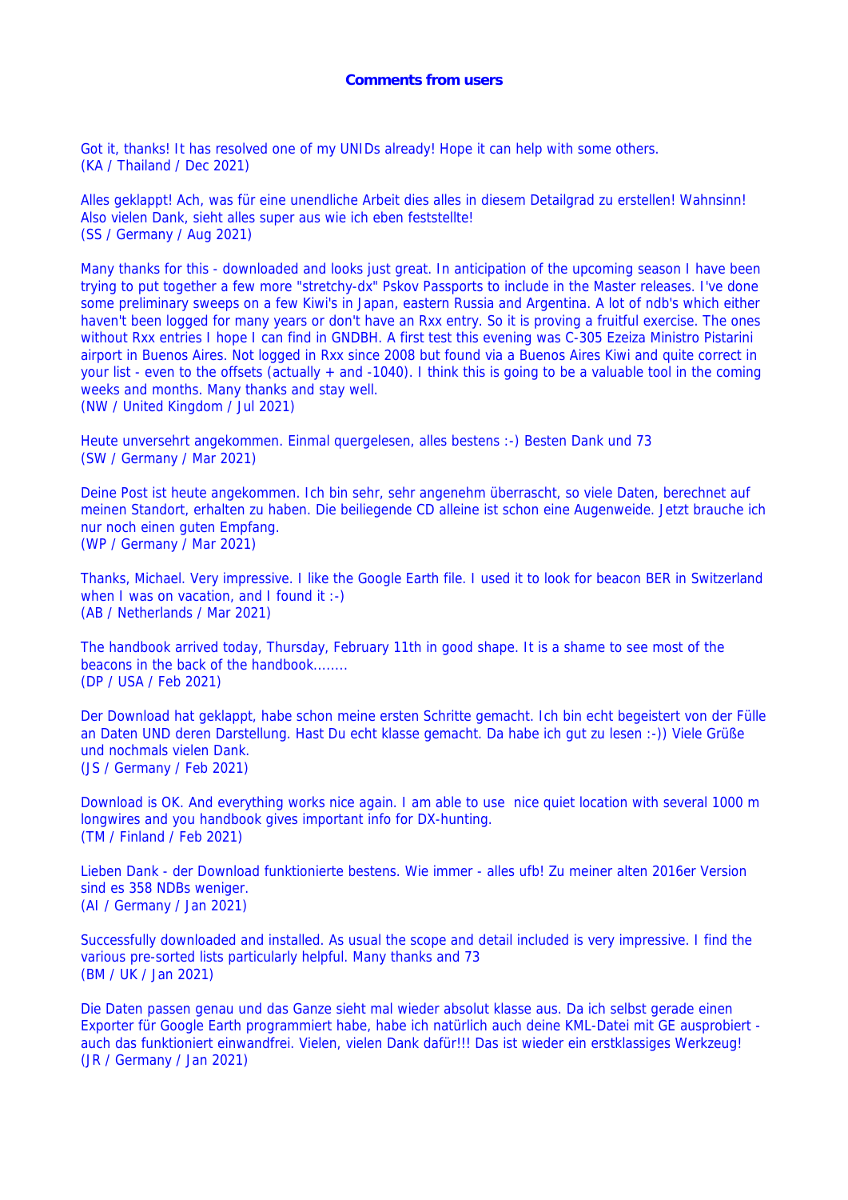## Comments from users

Got it, thanks! It has resolved one of my UNIDs already! Hope it can help with some others.
(KA / Thailand / Dec 2021)

Alles geklappt! Ach, was für eine unendliche Arbeit dies alles in diesem Detailgrad zu erstellen! Wahnsinn! Also vielen Dank, sieht alles super aus wie ich eben feststellte!
(SS / Germany / Aug 2021)

Many thanks for this - downloaded and looks just great. In anticipation of the upcoming season I have been trying to put together a few more "stretchy-dx" Pskov Passports to include in the Master releases. I've done some preliminary sweeps on a few Kiwi's in Japan, eastern Russia and Argentina. A lot of ndb's which either haven't been logged for many years or don't have an Rxx entry. So it is proving a fruitful exercise. The ones without Rxx entries I hope I can find in GNDBH. A first test this evening was C-305 Ezeiza Ministro Pistarini airport in Buenos Aires. Not logged in Rxx since 2008 but found via a Buenos Aires Kiwi and quite correct in your list - even to the offsets (actually + and -1040). I think this is going to be a valuable tool in the coming weeks and months. Many thanks and stay well.
(NW / United Kingdom / Jul 2021)

Heute unversehrt angekommen. Einmal quergelesen, alles bestens :-) Besten Dank und 73
(SW / Germany / Mar 2021)

Deine Post ist heute angekommen. Ich bin sehr, sehr angenehm überrascht, so viele Daten, berechnet auf meinen Standort, erhalten zu haben. Die beiliegende CD alleine ist schon eine Augenweide. Jetzt brauche ich nur noch einen guten Empfang.
(WP / Germany / Mar 2021)

Thanks, Michael. Very impressive. I like the Google Earth file. I used it to look for beacon BER in Switzerland when I was on vacation, and I found it :-)
(AB / Netherlands / Mar 2021)

The handbook arrived today, Thursday, February 11th in good shape. It is a shame to see most of the beacons in the back of the handbook........
(DP / USA / Feb 2021)

Der Download hat geklappt, habe schon meine ersten Schritte gemacht. Ich bin echt begeistert von der Fülle an Daten UND deren Darstellung. Hast Du echt klasse gemacht. Da habe ich gut zu lesen :-)) Viele Grüße und nochmals vielen Dank.
(JS / Germany / Feb 2021)

Download is OK. And everything works nice again. I am able to use  nice quiet location with several 1000 m longwires and you handbook gives important info for DX-hunting.
(TM / Finland / Feb 2021)

Lieben Dank - der Download funktionierte bestens. Wie immer - alles ufb! Zu meiner alten 2016er Version sind es 358 NDBs weniger.
(AI / Germany / Jan 2021)

Successfully downloaded and installed. As usual the scope and detail included is very impressive. I find the various pre-sorted lists particularly helpful. Many thanks and 73
(BM / UK / Jan 2021)

Die Daten passen genau und das Ganze sieht mal wieder absolut klasse aus. Da ich selbst gerade einen Exporter für Google Earth programmiert habe, habe ich natürlich auch deine KML-Datei mit GE ausprobiert - auch das funktioniert einwandfrei. Vielen, vielen Dank dafür!!! Das ist wieder ein erstklassiges Werkzeug!
(JR / Germany / Jan 2021)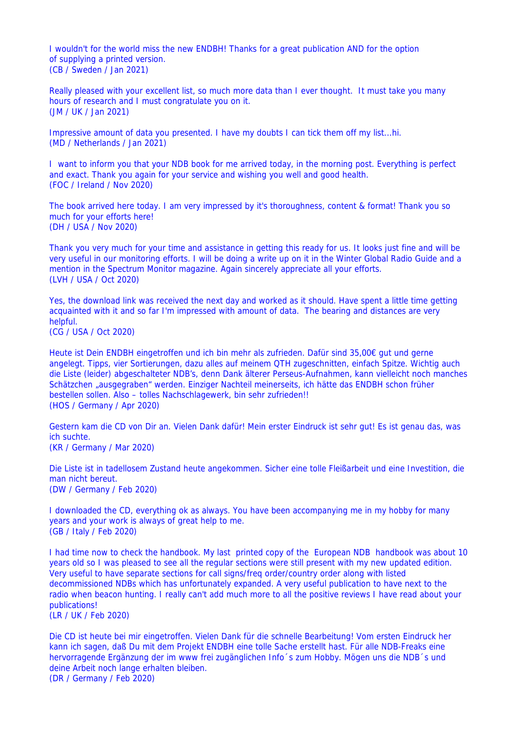I wouldn't for the world miss the new ENDBH! Thanks for a great publication AND for the option of supplying a printed version.
(CB / Sweden / Jan 2021)

Really pleased with your excellent list, so much more data than I ever thought.  It must take you many hours of research and I must congratulate you on it.
(JM / UK / Jan 2021)

Impressive amount of data you presented. I have my doubts I can tick them off my list...hi.
(MD / Netherlands / Jan 2021)

I  want to inform you that your NDB book for me arrived today, in the morning post. Everything is perfect and exact. Thank you again for your service and wishing you well and good health.
(FOC / Ireland / Nov 2020)

The book arrived here today. I am very impressed by it's thoroughness, content & format! Thank you so much for your efforts here!
(DH / USA / Nov 2020)

Thank you very much for your time and assistance in getting this ready for us. It looks just fine and will be very useful in our monitoring efforts. I will be doing a write up on it in the Winter Global Radio Guide and a mention in the Spectrum Monitor magazine. Again sincerely appreciate all your efforts.
(LVH / USA / Oct 2020)

Yes, the download link was received the next day and worked as it should. Have spent a little time getting acquainted with it and so far I'm impressed with amount of data.  The bearing and distances are very helpful.
(CG / USA / Oct 2020)

Heute ist Dein ENDBH eingetroffen und ich bin mehr als zufrieden. Dafür sind 35,00€ gut und gerne angelegt. Tipps, vier Sortierungen, dazu alles auf meinem QTH zugeschnitten, einfach Spitze. Wichtig auch die Liste (leider) abgeschalteter NDB's, denn Dank älterer Perseus-Aufnahmen, kann vielleicht noch manches Schätzchen „ausgegraben" werden. Einziger Nachteil meinerseits, ich hätte das ENDBH schon früher bestellen sollen. Also – tolles Nachschlagewerk, bin sehr zufrieden!!
(HOS / Germany / Apr 2020)

Gestern kam die CD von Dir an. Vielen Dank dafür! Mein erster Eindruck ist sehr gut! Es ist genau das, was ich suchte.
(KR / Germany / Mar 2020)

Die Liste ist in tadellosem Zustand heute angekommen. Sicher eine tolle Fleißarbeit und eine Investition, die man nicht bereut.
(DW / Germany / Feb 2020)

I downloaded the CD, everything ok as always. You have been accompanying me in my hobby for many years and your work is always of great help to me.
(GB / Italy / Feb 2020)

I had time now to check the handbook. My last  printed copy of the  European NDB  handbook was about 10 years old so I was pleased to see all the regular sections were still present with my new updated edition. Very useful to have separate sections for call signs/freq order/country order along with listed decommissioned NDBs which has unfortunately expanded. A very useful publication to have next to the radio when beacon hunting. I really can't add much more to all the positive reviews I have read about your publications!
(LR / UK / Feb 2020)

Die CD ist heute bei mir eingetroffen. Vielen Dank für die schnelle Bearbeitung! Vom ersten Eindruck her kann ich sagen, daß Du mit dem Projekt ENDBH eine tolle Sache erstellt hast. Für alle NDB-Freaks eine hervorragende Ergänzung der im www frei zugänglichen Info´s zum Hobby. Mögen uns die NDB´s und deine Arbeit noch lange erhalten bleiben.
(DR / Germany / Feb 2020)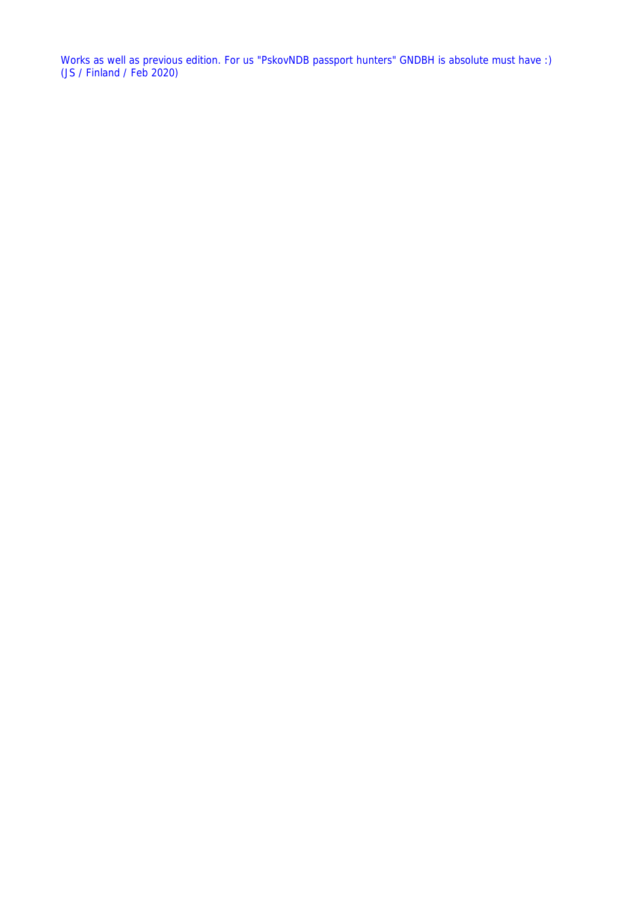Works as well as previous edition. For us "PskovNDB passport hunters" GNDBH is absolute must have :)
(JS / Finland / Feb 2020)